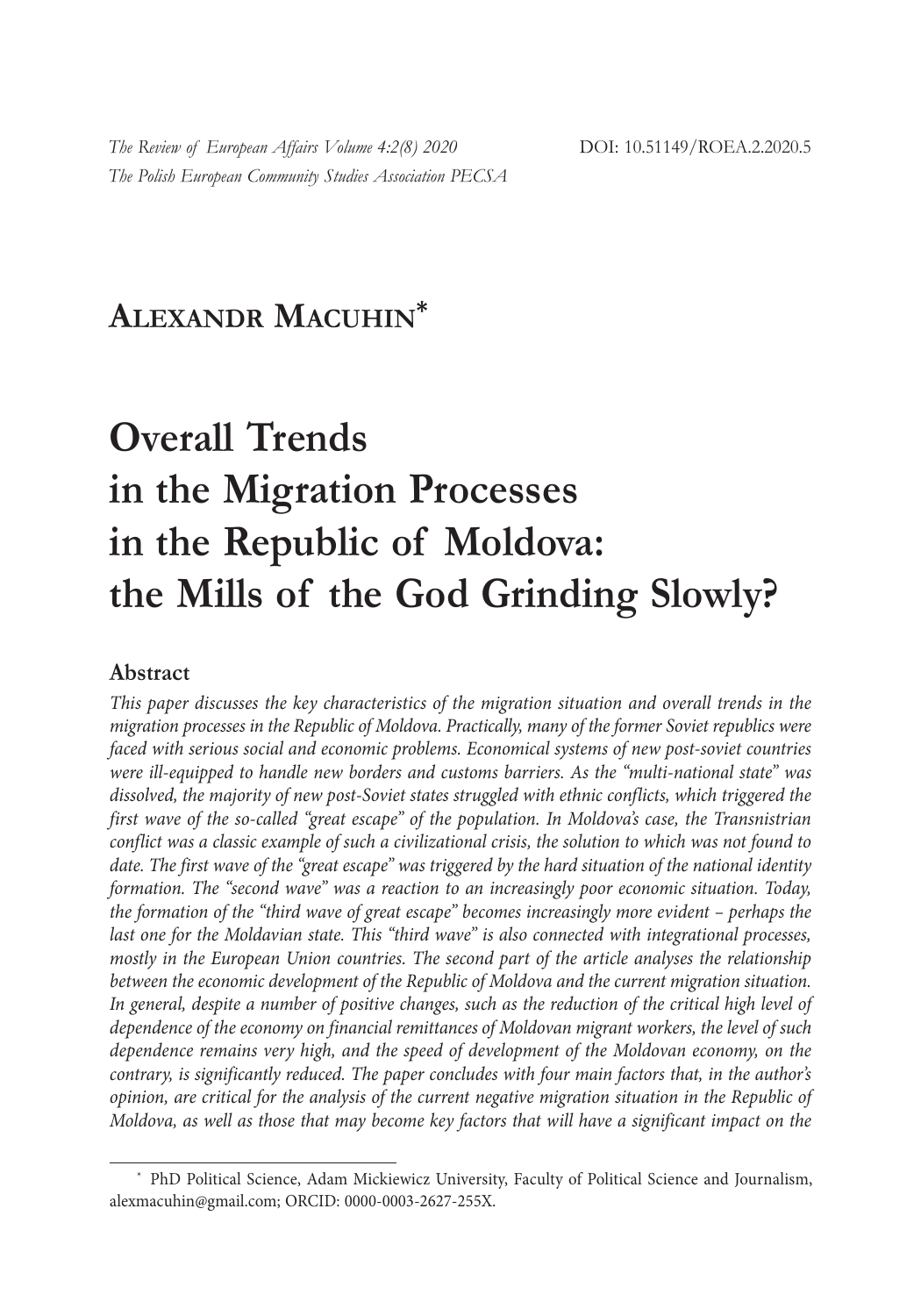# Alexandr Macuhin*

# Overall Trends in the Migration Processes in the Republic of Moldova: the Mills of the God Grinding Slowly?

## Abstract

*This paper discusses the key characteristics of the migration situation and overall trends in the migration processes in the Republic of Moldova. Practically, many of the former Soviet republics were faced with serious social and economic problems. Economical systems of new post-soviet countries were ill-equipped to handle new borders and customs barriers. As the "multi-national state" was dissolved, the majority of new post-Soviet states struggled with ethnic conflicts, which triggered the first wave of the so-called "great escape" of the population. In Moldova's case, the Transnistrian conflict was a classic example of such a civilizational crisis, the solution to which was not found to date. The first wave of the "great escape" was triggered by the hard situation of the national identity formation. The "second wave" was a reaction to an increasingly poor economic situation. Today, the formation of the "third wave of great escape" becomes increasingly more evident – perhaps the last one for the Moldavian state. This "third wave" is also connected with integrational processes, mostly in the European Union countries. The second part of the article analyses the relationship between the economic development of the Republic of Moldova and the current migration situation. In general, despite a number of positive changes, such as the reduction of the critical high level of dependence of the economy on financial remittances of Moldovan migrant workers, the level of such dependence remains very high, and the speed of development of the Moldovan economy, on the contrary, is significantly reduced. The paper concludes with four main factors that, in the author's opinion, are critical for the analysis of the current negative migration situation in the Republic of Moldova, as well as those that may become key factors that will have a significant impact on the*

---

* PhD Political Science, Adam Mickiewicz University, Faculty of Political Science and Journalism, alexmacuhin@gmail.com; ORCID: 0000-0003-2627-255X.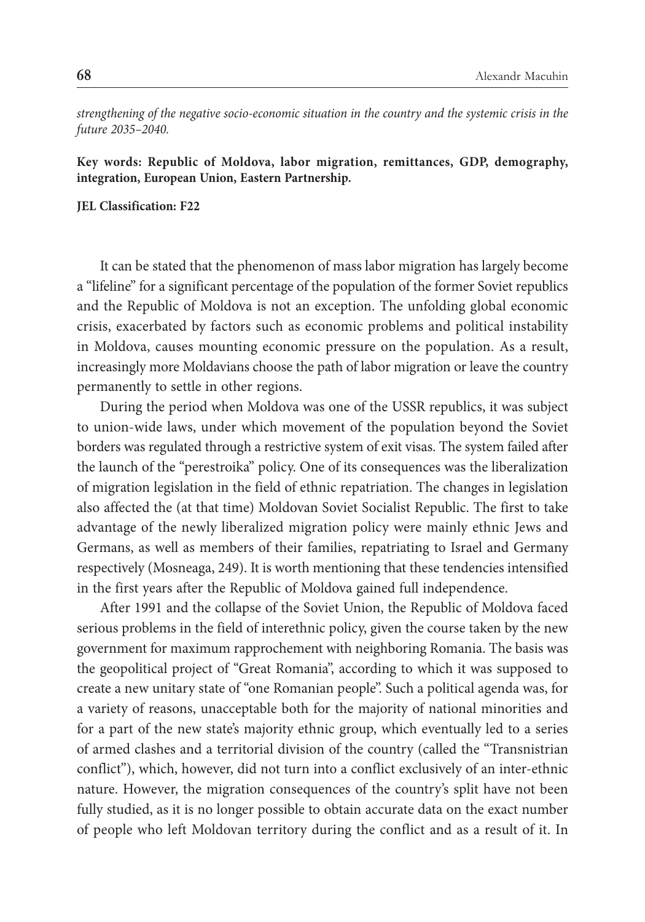*strengthening of the negative socio-economic situation in the country and the systemic crisis in the future 2035–2040.*

**Key words: Republic of Moldova, labor migration, remittances, GDP, demography, integration, European Union, Eastern Partnership.**

**JEL Classification: F22**

It can be stated that the phenomenon of mass labor migration has largely become a "lifeline" for a significant percentage of the population of the former Soviet republics and the Republic of Moldova is not an exception. The unfolding global economic crisis, exacerbated by factors such as economic problems and political instability in Moldova, causes mounting economic pressure on the population. As a result, increasingly more Moldavians choose the path of labor migration or leave the country permanently to settle in other regions.

During the period when Moldova was one of the USSR republics, it was subject to union-wide laws, under which movement of the population beyond the Soviet borders was regulated through a restrictive system of exit visas. The system failed after the launch of the "perestroika" policy. One of its consequences was the liberalization of migration legislation in the field of ethnic repatriation. The changes in legislation also affected the (at that time) Moldovan Soviet Socialist Republic. The first to take advantage of the newly liberalized migration policy were mainly ethnic Jews and Germans, as well as members of their families, repatriating to Israel and Germany respectively (Mosneaga, 249). It is worth mentioning that these tendencies intensified in the first years after the Republic of Moldova gained full independence.

After 1991 and the collapse of the Soviet Union, the Republic of Moldova faced serious problems in the field of interethnic policy, given the course taken by the new government for maximum rapprochement with neighboring Romania. The basis was the geopolitical project of "Great Romania", according to which it was supposed to create a new unitary state of "one Romanian people". Such a political agenda was, for a variety of reasons, unacceptable both for the majority of national minorities and for a part of the new state's majority ethnic group, which eventually led to a series of armed clashes and a territorial division of the country (called the "Transnistrian conflict"), which, however, did not turn into a conflict exclusively of an inter-ethnic nature. However, the migration consequences of the country's split have not been fully studied, as it is no longer possible to obtain accurate data on the exact number of people who left Moldovan territory during the conflict and as a result of it. In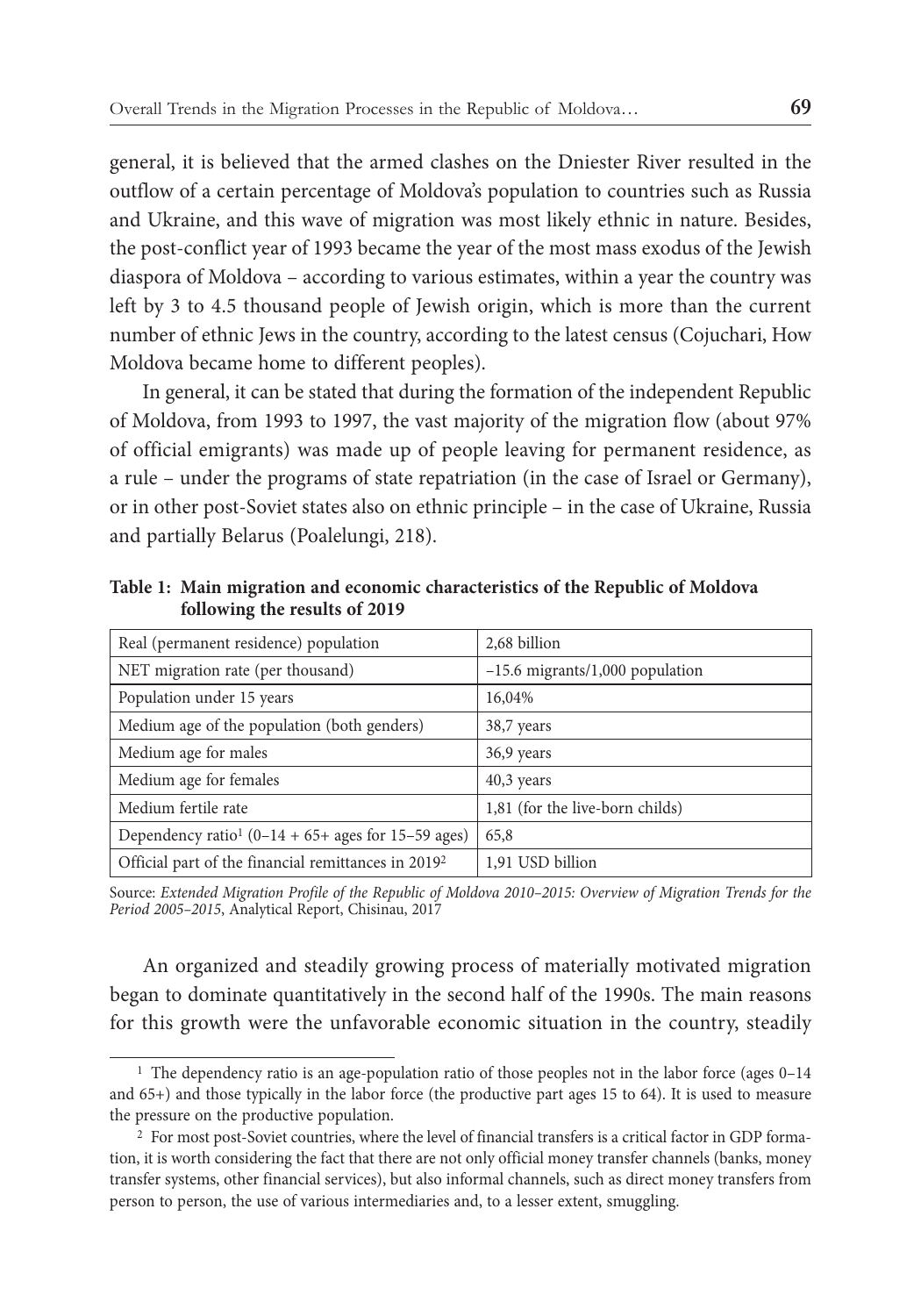general, it is believed that the armed clashes on the Dniester River resulted in the outflow of a certain percentage of Moldova's population to countries such as Russia and Ukraine, and this wave of migration was most likely ethnic in nature. Besides, the post-conflict year of 1993 became the year of the most mass exodus of the Jewish diaspora of Moldova – according to various estimates, within a year the country was left by 3 to 4.5 thousand people of Jewish origin, which is more than the current number of ethnic Jews in the country, according to the latest census (Cojuchari, How Moldova became home to different peoples).

In general, it can be stated that during the formation of the independent Republic of Moldova, from 1993 to 1997, the vast majority of the migration flow (about 97% of official emigrants) was made up of people leaving for permanent residence, as a rule – under the programs of state repatriation (in the case of Israel or Germany), or in other post-Soviet states also on ethnic principle – in the case of Ukraine, Russia and partially Belarus (Poalelungi, 218).

**Table 1: Main migration and economic characteristics of the Republic of Moldova following the results of 2019**

| Real (permanent residence) population | 2,68 billion |
|---|---|
| NET migration rate (per thousand) | –15.6 migrants/1,000 population |
| Population under 15 years | 16,04% |
| Medium age of the population (both genders) | 38,7 years |
| Medium age for males | 36,9 years |
| Medium age for females | 40,3 years |
| Medium fertile rate | 1,81 (for the live-born childs) |
| Dependency ratio[1] (0–14 + 65+ ages for 15–59 ages) | 65,8 |
| Official part of the financial remittances in 2019[2] | 1,91 USD billion |

Source: *Extended Migration Profile of the Republic of Moldova 2010–2015: Overview of Migration Trends for the Period 2005–2015*, Analytical Report, Chisinau, 2017

An organized and steadily growing process of materially motivated migration began to dominate quantitatively in the second half of the 1990s. The main reasons for this growth were the unfavorable economic situation in the country, steadily

[1] The dependency ratio is an age-population ratio of those peoples not in the labor force (ages 0–14 and 65+) and those typically in the labor force (the productive part ages 15 to 64). It is used to measure the pressure on the productive population.

[2] For most post-Soviet countries, where the level of financial transfers is a critical factor in GDP formation, it is worth considering the fact that there are not only official money transfer channels (banks, money transfer systems, other financial services), but also informal channels, such as direct money transfers from person to person, the use of various intermediaries and, to a lesser extent, smuggling.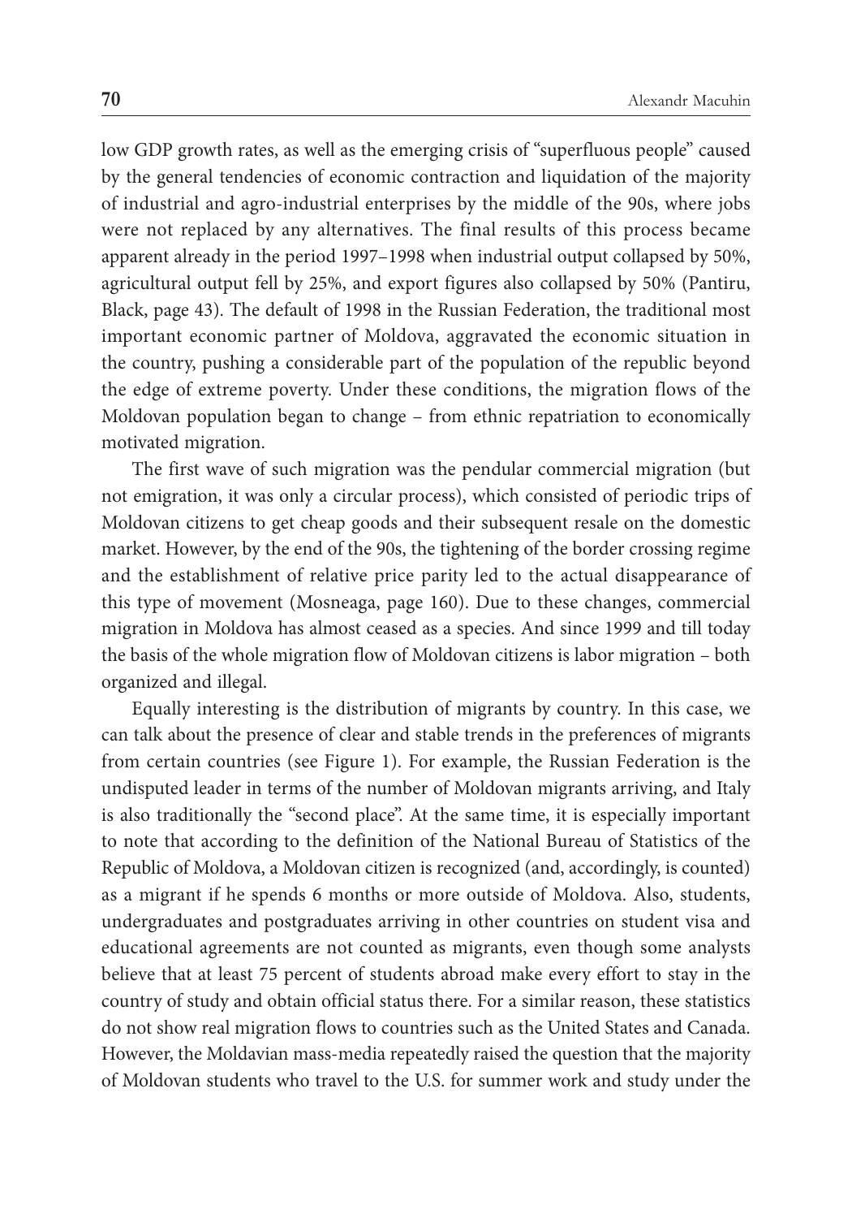low GDP growth rates, as well as the emerging crisis of "superfluous people" caused by the general tendencies of economic contraction and liquidation of the majority of industrial and agro-industrial enterprises by the middle of the 90s, where jobs were not replaced by any alternatives. The final results of this process became apparent already in the period 1997–1998 when industrial output collapsed by 50%, agricultural output fell by 25%, and export figures also collapsed by 50% (Pantiru, Black, page 43). The default of 1998 in the Russian Federation, the traditional most important economic partner of Moldova, aggravated the economic situation in the country, pushing a considerable part of the population of the republic beyond the edge of extreme poverty. Under these conditions, the migration flows of the Moldovan population began to change – from ethnic repatriation to economically motivated migration.

The first wave of such migration was the pendular commercial migration (but not emigration, it was only a circular process), which consisted of periodic trips of Moldovan citizens to get cheap goods and their subsequent resale on the domestic market. However, by the end of the 90s, the tightening of the border crossing regime and the establishment of relative price parity led to the actual disappearance of this type of movement (Mosneaga, page 160). Due to these changes, commercial migration in Moldova has almost ceased as a species. And since 1999 and till today the basis of the whole migration flow of Moldovan citizens is labor migration – both organized and illegal.

Equally interesting is the distribution of migrants by country. In this case, we can talk about the presence of clear and stable trends in the preferences of migrants from certain countries (see Figure 1). For example, the Russian Federation is the undisputed leader in terms of the number of Moldovan migrants arriving, and Italy is also traditionally the "second place". At the same time, it is especially important to note that according to the definition of the National Bureau of Statistics of the Republic of Moldova, a Moldovan citizen is recognized (and, accordingly, is counted) as a migrant if he spends 6 months or more outside of Moldova. Also, students, undergraduates and postgraduates arriving in other countries on student visa and educational agreements are not counted as migrants, even though some analysts believe that at least 75 percent of students abroad make every effort to stay in the country of study and obtain official status there. For a similar reason, these statistics do not show real migration flows to countries such as the United States and Canada. However, the Moldavian mass-media repeatedly raised the question that the majority of Moldovan students who travel to the U.S. for summer work and study under the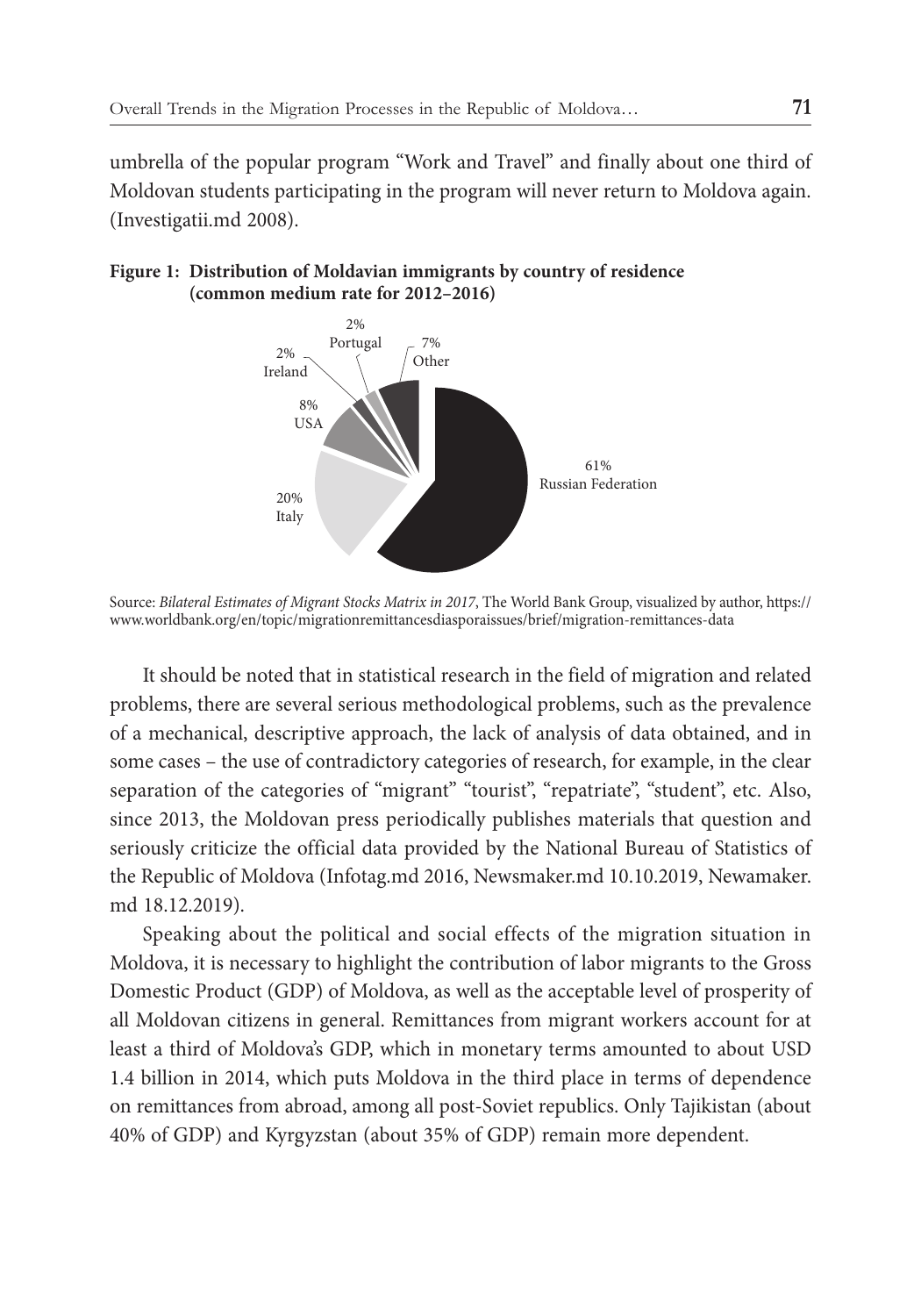umbrella of the popular program "Work and Travel" and finally about one third of Moldovan students participating in the program will never return to Moldova again. (Investigatii.md 2008).

**Figure 1: Distribution of Moldavian immigrants by country of residence (common medium rate for 2012–2016)**

| Country | Share |
| --- | --- |
| Russian Federation | 61% |
| Italy | 20% |
| USA | 8% |
| Ireland | 2% |
| Portugal | 2% |
| Other | 7% |

Source: *Bilateral Estimates of Migrant Stocks Matrix in 2017*, The World Bank Group, visualized by author, https://www.worldbank.org/en/topic/migrationremittancesdiasporaissues/brief/migration-remittances-data

It should be noted that in statistical research in the field of migration and related problems, there are several serious methodological problems, such as the prevalence of a mechanical, descriptive approach, the lack of analysis of data obtained, and in some cases – the use of contradictory categories of research, for example, in the clear separation of the categories of "migrant" "tourist", "repatriate", "student", etc. Also, since 2013, the Moldovan press periodically publishes materials that question and seriously criticize the official data provided by the National Bureau of Statistics of the Republic of Moldova (Infotag.md 2016, Newsmaker.md 10.10.2019, Newamaker.md 18.12.2019).

Speaking about the political and social effects of the migration situation in Moldova, it is necessary to highlight the contribution of labor migrants to the Gross Domestic Product (GDP) of Moldova, as well as the acceptable level of prosperity of all Moldovan citizens in general. Remittances from migrant workers account for at least a third of Moldova's GDP, which in monetary terms amounted to about USD 1.4 billion in 2014, which puts Moldova in the third place in terms of dependence on remittances from abroad, among all post-Soviet republics. Only Tajikistan (about 40% of GDP) and Kyrgyzstan (about 35% of GDP) remain more dependent.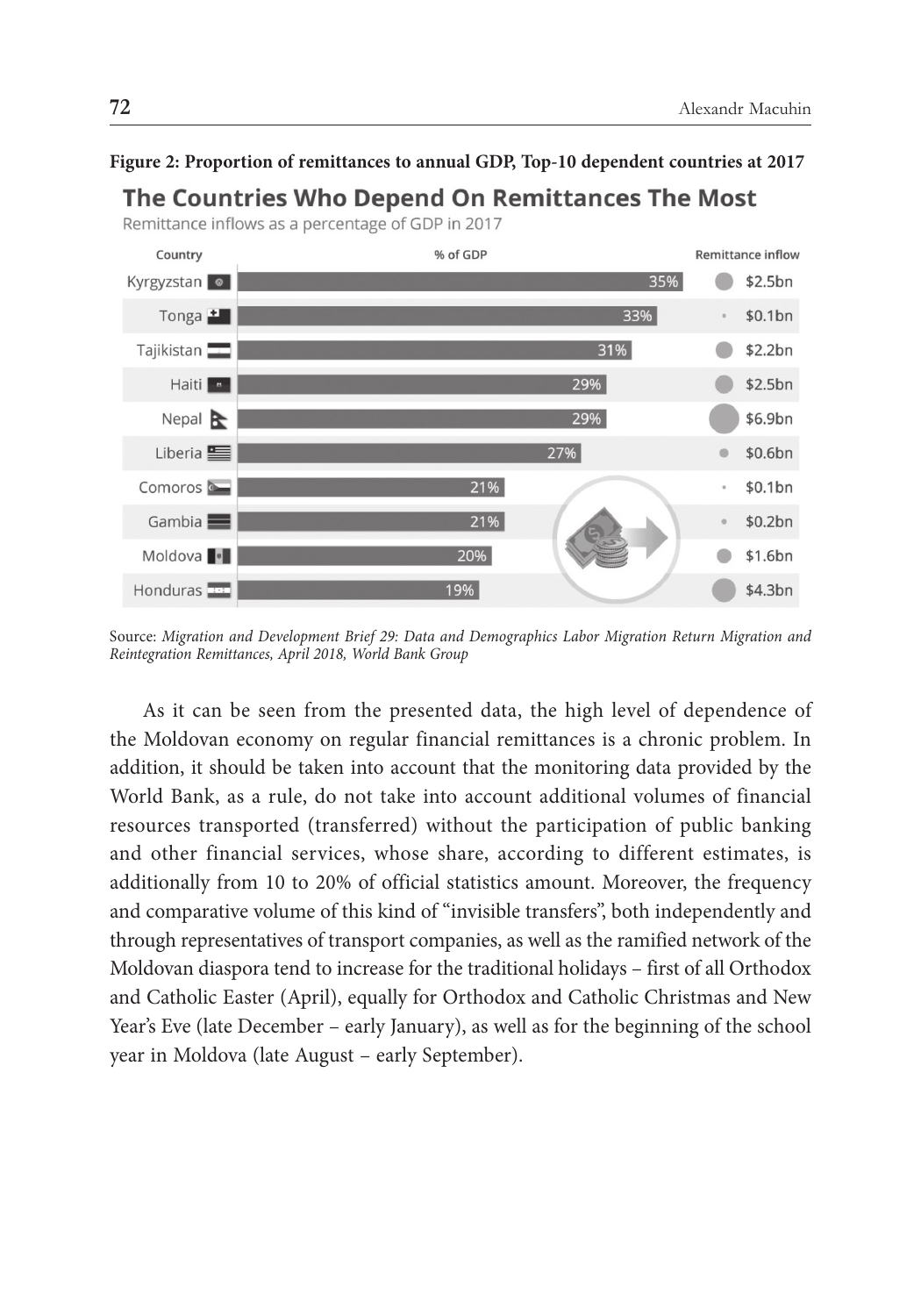**Figure 2: Proportion of remittances to annual GDP, Top-10 dependent countries at 2017**

## The Countries Who Depend On Remittances The Most

Remittance inflows as a percentage of GDP in 2017

| Country | % of GDP | Remittance inflow |
|---|---|---|
| Kyrgyzstan | 35% | $2.5bn |
| Tonga | 33% | $0.1bn |
| Tajikistan | 31% | $2.2bn |
| Haiti | 29% | $2.5bn |
| Nepal | 29% | $6.9bn |
| Liberia | 27% | $0.6bn |
| Comoros | 21% | $0.1bn |
| Gambia | 21% | $0.2bn |
| Moldova | 20% | $1.6bn |
| Honduras | 19% | $4.3bn |

Source: *Migration and Development Brief 29: Data and Demographics Labor Migration Return Migration and Reintegration Remittances, April 2018, World Bank Group*

As it can be seen from the presented data, the high level of dependence of the Moldovan economy on regular financial remittances is a chronic problem. In addition, it should be taken into account that the monitoring data provided by the World Bank, as a rule, do not take into account additional volumes of financial resources transported (transferred) without the participation of public banking and other financial services, whose share, according to different estimates, is additionally from 10 to 20% of official statistics amount. Moreover, the frequency and comparative volume of this kind of "invisible transfers", both independently and through representatives of transport companies, as well as the ramified network of the Moldovan diaspora tend to increase for the traditional holidays – first of all Orthodox and Catholic Easter (April), equally for Orthodox and Catholic Christmas and New Year's Eve (late December – early January), as well as for the beginning of the school year in Moldova (late August – early September).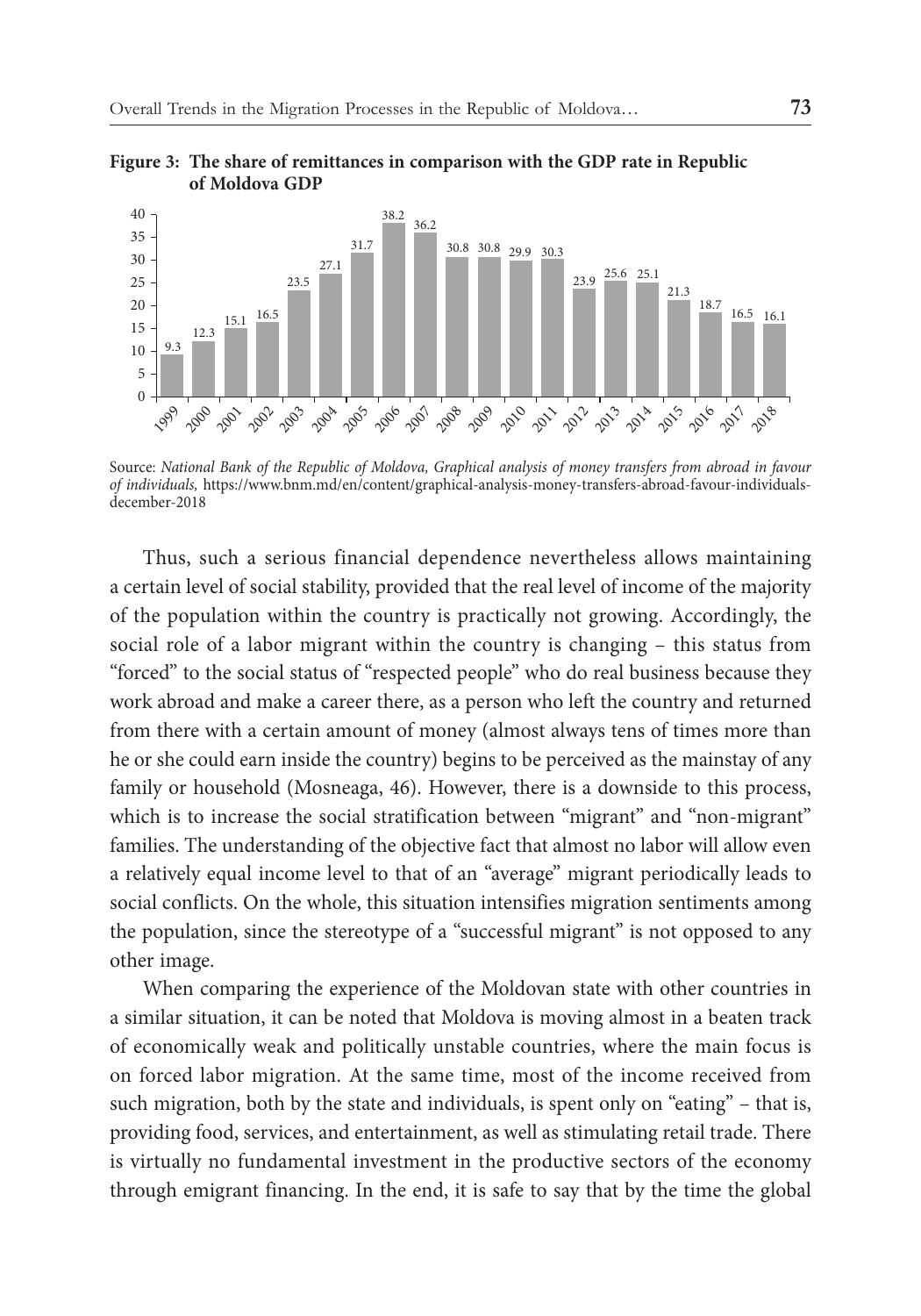**Figure 3: The share of remittances in comparison with the GDP rate in Republic of Moldova GDP**

| Year | 1999 | 2000 | 2001 | 2002 | 2003 | 2004 | 2005 | 2006 | 2007 | 2008 | 2009 | 2010 | 2011 | 2012 | 2013 | 2014 | 2015 | 2016 | 2017 | 2018 |
|---|---|---|---|---|---|---|---|---|---|---|---|---|---|---|---|---|---|---|---|---|
| Share | 9.3 | 12.3 | 15.1 | 16.5 | 23.5 | 27.1 | 31.7 | 38.2 | 36.2 | 30.8 | 30.8 | 29.9 | 30.3 | 23.9 | 25.6 | 25.1 | 21.3 | 18.7 | 16.5 | 16.1 |

Source: *National Bank of the Republic of Moldova, Graphical analysis of money transfers from abroad in favour of individuals,* https://www.bnm.md/en/content/graphical-analysis-money-transfers-abroad-favour-individuals-december-2018

Thus, such a serious financial dependence nevertheless allows maintaining a certain level of social stability, provided that the real level of income of the majority of the population within the country is practically not growing. Accordingly, the social role of a labor migrant within the country is changing – this status from "forced" to the social status of "respected people" who do real business because they work abroad and make a career there, as a person who left the country and returned from there with a certain amount of money (almost always tens of times more than he or she could earn inside the country) begins to be perceived as the mainstay of any family or household (Mosneaga, 46). However, there is a downside to this process, which is to increase the social stratification between "migrant" and "non-migrant" families. The understanding of the objective fact that almost no labor will allow even a relatively equal income level to that of an "average" migrant periodically leads to social conflicts. On the whole, this situation intensifies migration sentiments among the population, since the stereotype of a "successful migrant" is not opposed to any other image.

When comparing the experience of the Moldovan state with other countries in a similar situation, it can be noted that Moldova is moving almost in a beaten track of economically weak and politically unstable countries, where the main focus is on forced labor migration. At the same time, most of the income received from such migration, both by the state and individuals, is spent only on "eating" – that is, providing food, services, and entertainment, as well as stimulating retail trade. There is virtually no fundamental investment in the productive sectors of the economy through emigrant financing. In the end, it is safe to say that by the time the global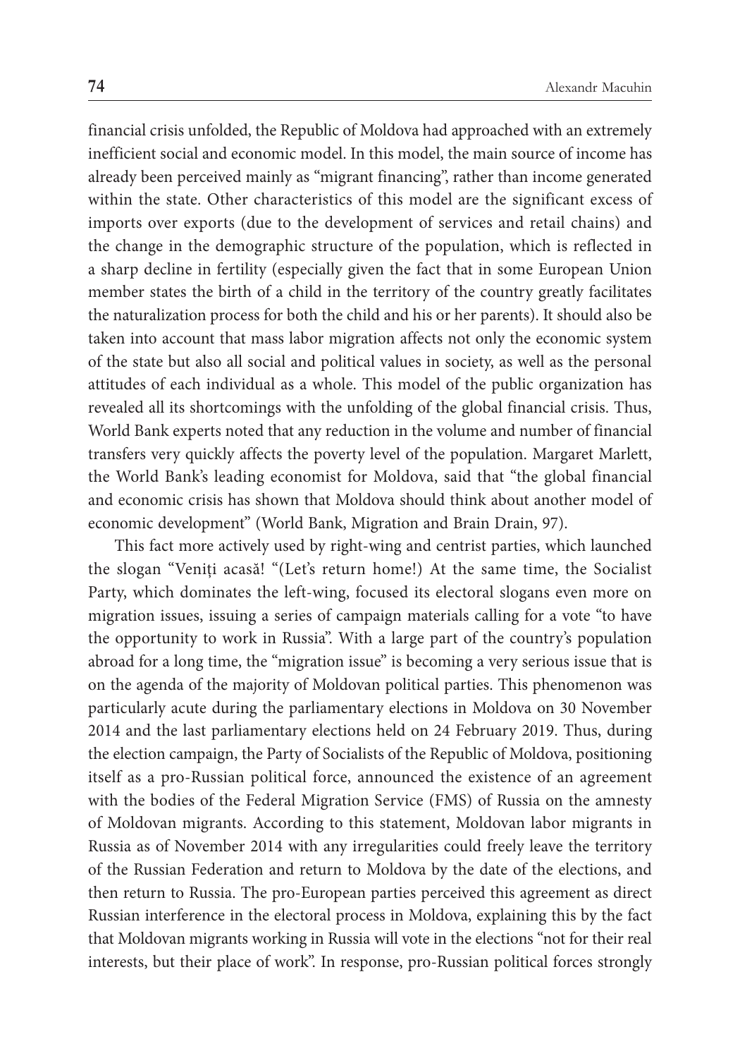financial crisis unfolded, the Republic of Moldova had approached with an extremely inefficient social and economic model. In this model, the main source of income has already been perceived mainly as "migrant financing", rather than income generated within the state. Other characteristics of this model are the significant excess of imports over exports (due to the development of services and retail chains) and the change in the demographic structure of the population, which is reflected in a sharp decline in fertility (especially given the fact that in some European Union member states the birth of a child in the territory of the country greatly facilitates the naturalization process for both the child and his or her parents). It should also be taken into account that mass labor migration affects not only the economic system of the state but also all social and political values in society, as well as the personal attitudes of each individual as a whole. This model of the public organization has revealed all its shortcomings with the unfolding of the global financial crisis. Thus, World Bank experts noted that any reduction in the volume and number of financial transfers very quickly affects the poverty level of the population. Margaret Marlett, the World Bank's leading economist for Moldova, said that "the global financial and economic crisis has shown that Moldova should think about another model of economic development" (World Bank, Migration and Brain Drain, 97).

This fact more actively used by right-wing and centrist parties, which launched the slogan "Veniți acasă! "(Let's return home!) At the same time, the Socialist Party, which dominates the left-wing, focused its electoral slogans even more on migration issues, issuing a series of campaign materials calling for a vote "to have the opportunity to work in Russia". With a large part of the country's population abroad for a long time, the "migration issue" is becoming a very serious issue that is on the agenda of the majority of Moldovan political parties. This phenomenon was particularly acute during the parliamentary elections in Moldova on 30 November 2014 and the last parliamentary elections held on 24 February 2019. Thus, during the election campaign, the Party of Socialists of the Republic of Moldova, positioning itself as a pro-Russian political force, announced the existence of an agreement with the bodies of the Federal Migration Service (FMS) of Russia on the amnesty of Moldovan migrants. According to this statement, Moldovan labor migrants in Russia as of November 2014 with any irregularities could freely leave the territory of the Russian Federation and return to Moldova by the date of the elections, and then return to Russia. The pro-European parties perceived this agreement as direct Russian interference in the electoral process in Moldova, explaining this by the fact that Moldovan migrants working in Russia will vote in the elections "not for their real interests, but their place of work". In response, pro-Russian political forces strongly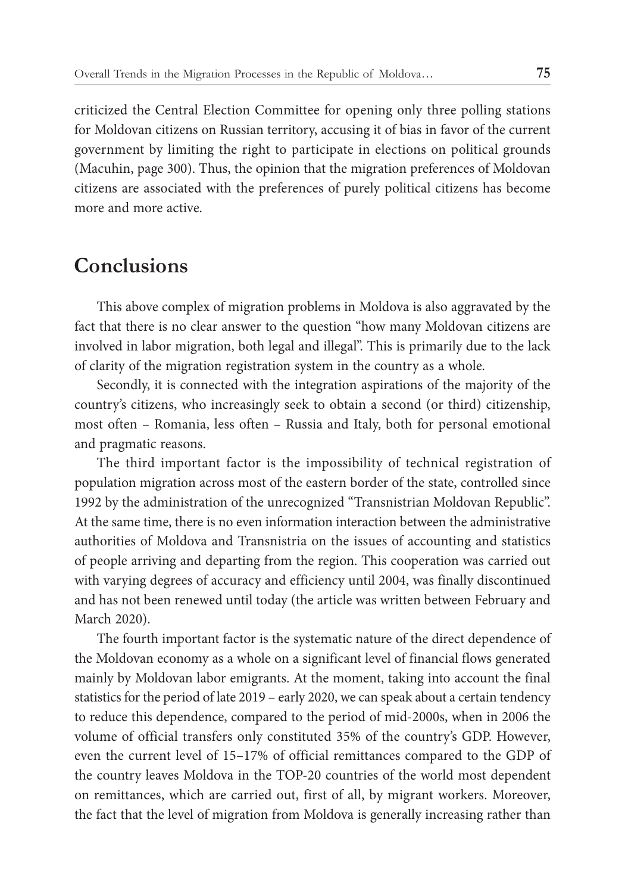criticized the Central Election Committee for opening only three polling stations for Moldovan citizens on Russian territory, accusing it of bias in favor of the current government by limiting the right to participate in elections on political grounds (Macuhin, page 300). Thus, the opinion that the migration preferences of Moldovan citizens are associated with the preferences of purely political citizens has become more and more active.

## Conclusions

This above complex of migration problems in Moldova is also aggravated by the fact that there is no clear answer to the question "how many Moldovan citizens are involved in labor migration, both legal and illegal". This is primarily due to the lack of clarity of the migration registration system in the country as a whole.

Secondly, it is connected with the integration aspirations of the majority of the country's citizens, who increasingly seek to obtain a second (or third) citizenship, most often – Romania, less often – Russia and Italy, both for personal emotional and pragmatic reasons.

The third important factor is the impossibility of technical registration of population migration across most of the eastern border of the state, controlled since 1992 by the administration of the unrecognized "Transnistrian Moldovan Republic". At the same time, there is no even information interaction between the administrative authorities of Moldova and Transnistria on the issues of accounting and statistics of people arriving and departing from the region. This cooperation was carried out with varying degrees of accuracy and efficiency until 2004, was finally discontinued and has not been renewed until today (the article was written between February and March 2020).

The fourth important factor is the systematic nature of the direct dependence of the Moldovan economy as a whole on a significant level of financial flows generated mainly by Moldovan labor emigrants. At the moment, taking into account the final statistics for the period of late 2019 – early 2020, we can speak about a certain tendency to reduce this dependence, compared to the period of mid-2000s, when in 2006 the volume of official transfers only constituted 35% of the country's GDP. However, even the current level of 15–17% of official remittances compared to the GDP of the country leaves Moldova in the TOP-20 countries of the world most dependent on remittances, which are carried out, first of all, by migrant workers. Moreover, the fact that the level of migration from Moldova is generally increasing rather than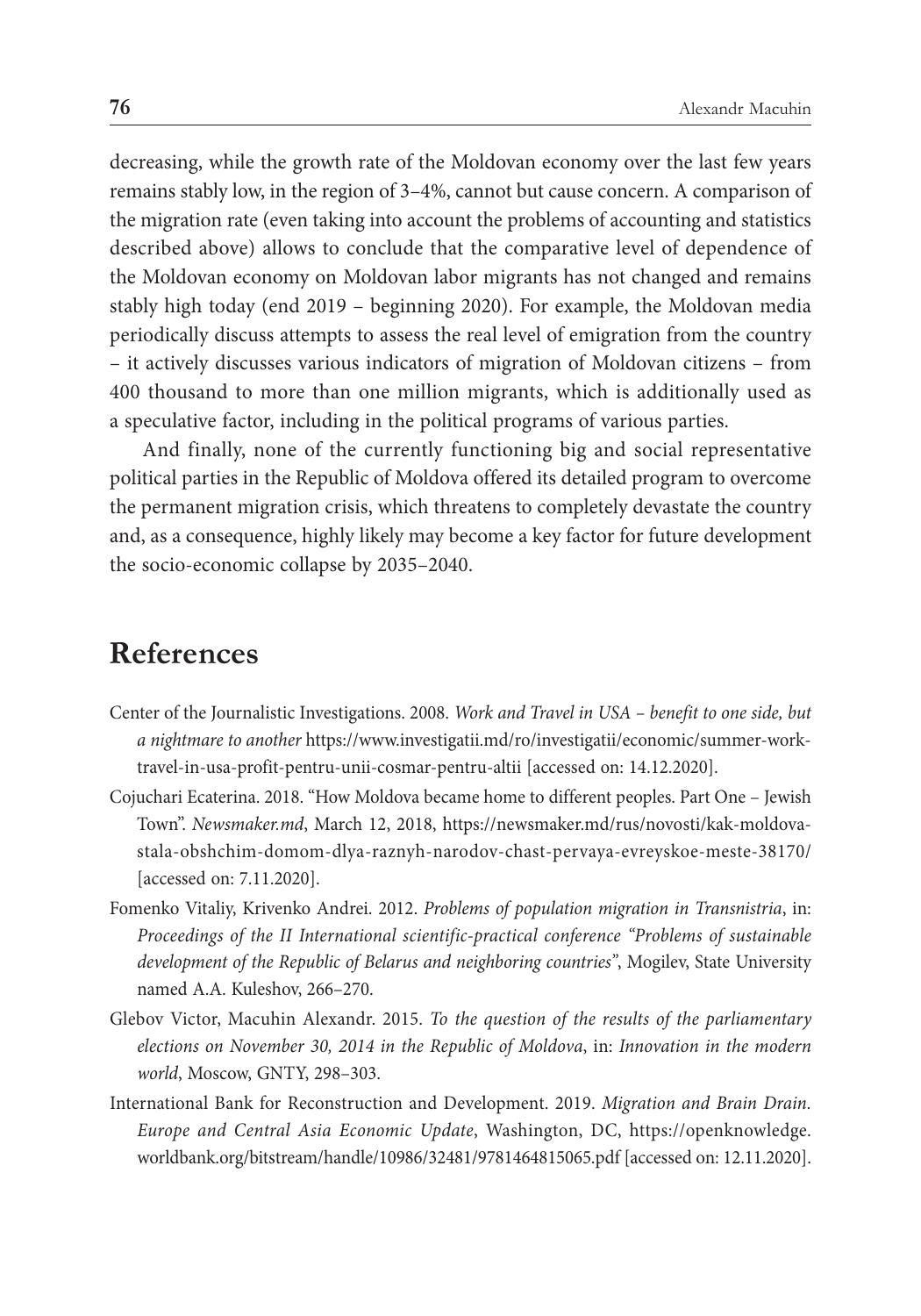decreasing, while the growth rate of the Moldovan economy over the last few years remains stably low, in the region of 3–4%, cannot but cause concern. A comparison of the migration rate (even taking into account the problems of accounting and statistics described above) allows to conclude that the comparative level of dependence of the Moldovan economy on Moldovan labor migrants has not changed and remains stably high today (end 2019 – beginning 2020). For example, the Moldovan media periodically discuss attempts to assess the real level of emigration from the country – it actively discusses various indicators of migration of Moldovan citizens – from 400 thousand to more than one million migrants, which is additionally used as a speculative factor, including in the political programs of various parties.

And finally, none of the currently functioning big and social representative political parties in the Republic of Moldova offered its detailed program to overcome the permanent migration crisis, which threatens to completely devastate the country and, as a consequence, highly likely may become a key factor for future development the socio-economic collapse by 2035–2040.

# References

Center of the Journalistic Investigations. 2008. *Work and Travel in USA – benefit to one side, but a nightmare to another* https://www.investigatii.md/ro/investigatii/economic/summer-work-travel-in-usa-profit-pentru-unii-cosmar-pentru-altii [accessed on: 14.12.2020].

Cojuchari Ecaterina. 2018. "How Moldova became home to different peoples. Part One – Jewish Town". *Newsmaker.md*, March 12, 2018, https://newsmaker.md/rus/novosti/kak-moldova-stala-obshchim-domom-dlya-raznyh-narodov-chast-pervaya-evreyskoe-meste-38170/ [accessed on: 7.11.2020].

Fomenko Vitaliy, Krivenko Andrei. 2012. *Problems of population migration in Transnistria*, in: *Proceedings of the II International scientific-practical conference "Problems of sustainable development of the Republic of Belarus and neighboring countries"*, Mogilev, State University named A.A. Kuleshov, 266–270.

Glebov Victor, Macuhin Alexandr. 2015. *To the question of the results of the parliamentary elections on November 30, 2014 in the Republic of Moldova*, in: *Innovation in the modern world*, Moscow, GNTY, 298–303.

International Bank for Reconstruction and Development. 2019. *Migration and Brain Drain. Europe and Central Asia Economic Update*, Washington, DC, https://openknowledge.worldbank.org/bitstream/handle/10986/32481/9781464815065.pdf [accessed on: 12.11.2020].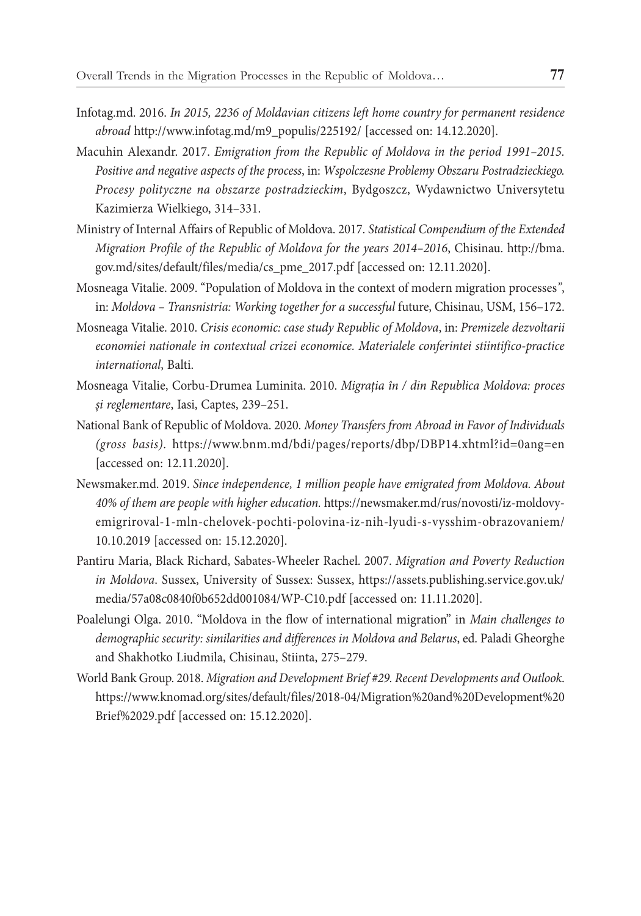Infotag.md. 2016. *In 2015, 2236 of Moldavian citizens left home country for permanent residence abroad* http://www.infotag.md/m9_populis/225192/ [accessed on: 14.12.2020].

Macuhin Alexandr. 2017. *Emigration from the Republic of Moldova in the period 1991–2015. Positive and negative aspects of the process*, in: *Wspolczesne Problemy Obszaru Postradzieckiego. Procesy polityczne na obszarze postradzieckim*, Bydgoszcz, Wydawnictwo Universytetu Kazimierza Wielkiego, 314–331.

Ministry of Internal Affairs of Republic of Moldova. 2017. *Statistical Compendium of the Extended Migration Profile of the Republic of Moldova for the years 2014–2016*, Chisinau. http://bma.gov.md/sites/default/files/media/cs_pme_2017.pdf [accessed on: 12.11.2020].

Mosneaga Vitalie. 2009. "Population of Moldova in the context of modern migration processes", in: *Moldova – Transnistria: Working together for a successful* future, Chisinau, USM, 156–172.

Mosneaga Vitalie. 2010. *Crisis economic: case study Republic of Moldova*, in: *Premizele dezvoltarii economiei nationale in contextual crizei economice. Materialele conferintei stiintifico-practice international*, Balti.

Mosneaga Vitalie, Corbu-Drumea Luminita. 2010. *Migrația în / din Republica Moldova: proces și reglementare*, Iasi, Captes, 239–251.

National Bank of Republic of Moldova. 2020. *Money Transfers from Abroad in Favor of Individuals (gross basis)*. https://www.bnm.md/bdi/pages/reports/dbp/DBP14.xhtml?id=0ang=en [accessed on: 12.11.2020].

Newsmaker.md. 2019. *Since independence, 1 million people have emigrated from Moldova. About 40% of them are people with higher education.* https://newsmaker.md/rus/novosti/iz-moldovy-emigriroval-1-mln-chelovek-pochti-polovina-iz-nih-lyudi-s-vysshim-obrazovaniem/ 10.10.2019 [accessed on: 15.12.2020].

Pantiru Maria, Black Richard, Sabates-Wheeler Rachel. 2007. *Migration and Poverty Reduction in Moldova*. Sussex, University of Sussex: Sussex, https://assets.publishing.service.gov.uk/media/57a08c0840f0b652dd001084/WP-C10.pdf [accessed on: 11.11.2020].

Poalelungi Olga. 2010. "Moldova in the flow of international migration" in *Main challenges to demographic security: similarities and differences in Moldova and Belarus*, ed. Paladi Gheorghe and Shakhotko Liudmila, Chisinau, Stiinta, 275–279.

World Bank Group. 2018. *Migration and Development Brief #29. Recent Developments and Outlook*. https://www.knomad.org/sites/default/files/2018-04/Migration%20and%20Development%20Brief%2029.pdf [accessed on: 15.12.2020].